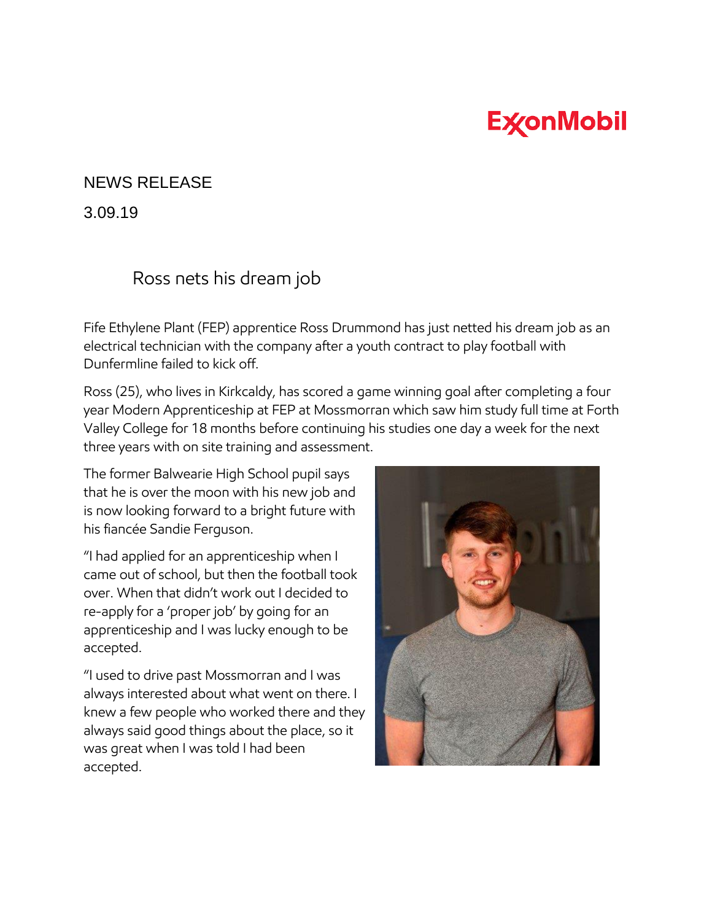ExxonMobil

NEWS RELEASE

3.09.19

# Ross nets his dream job

Fife Ethylene Plant (FEP) apprentice Ross Drummond has just netted his dream job as an electrical technician with the company after a youth contract to play football with Dunfermline failed to kick off.

Ross (25), who lives in Kirkcaldy, has scored a game winning goal after completing a four year Modern Apprenticeship at FEP at Mossmorran which saw him study full time at Forth Valley College for 18 months before continuing his studies one day a week for the next three years with on site training and assessment.

The former Balwearie High School pupil says that he is over the moon with his new job and is now looking forward to a bright future with his fiancée Sandie Ferguson.

"I had applied for an apprenticeship when I came out of school, but then the football took over. When that didn't work out I decided to re-apply for a 'proper job' by going for an apprenticeship and I was lucky enough to be accepted.

"I used to drive past Mossmorran and I was always interested about what went on there. I knew a few people who worked there and they always said good things about the place, so it was great when I was told I had been accepted.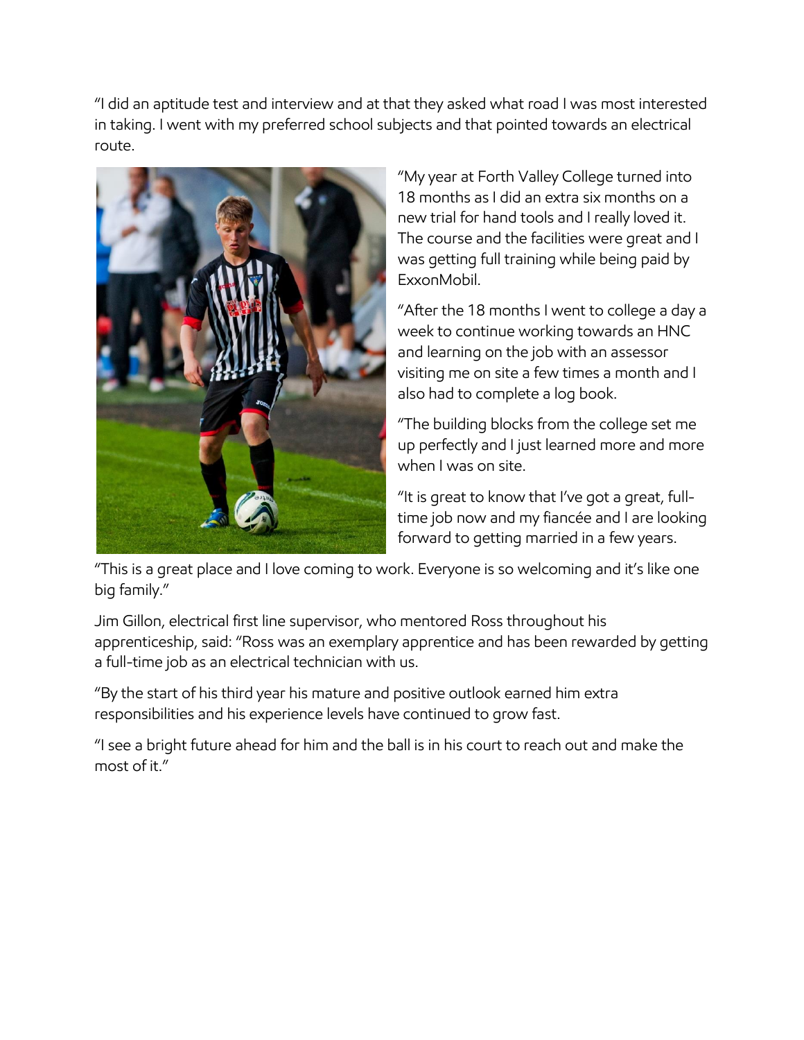"I did an aptitude test and interview and at that they asked what road I was most interested in taking. I went with my preferred school subjects and that pointed towards an electrical route.

"My year at Forth Valley College turned into 18 months as I did an extra six months on a new trial for hand tools and I really loved it. The course and the facilities were great and I was getting full training while being paid by ExxonMobil.

"After the 18 months I went to college a day a week to continue working towards an HNC and learning on the job with an assessor visiting me on site a few times a month and I also had to complete a log book.

"The building blocks from the college set me up perfectly and I just learned more and more when I was on site.

"It is great to know that I've got a great, full-time job now and my fiancée and I are looking forward to getting married in a few years.

"This is a great place and I love coming to work. Everyone is so welcoming and it's like one big family."

Jim Gillon, electrical first line supervisor, who mentored Ross throughout his apprenticeship, said: "Ross was an exemplary apprentice and has been rewarded by getting a full-time job as an electrical technician with us.

"By the start of his third year his mature and positive outlook earned him extra responsibilities and his experience levels have continued to grow fast.

"I see a bright future ahead for him and the ball is in his court to reach out and make the most of it."